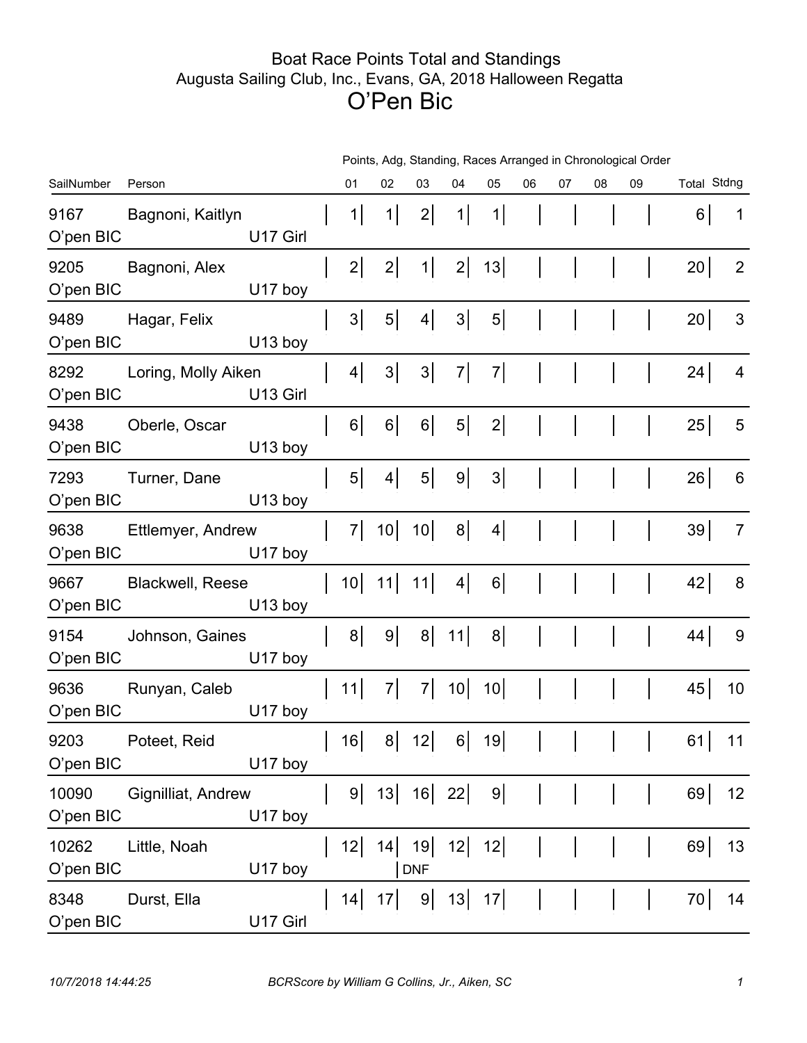# Boat Race Points Total and Standings

## Augusta Sailing Club, Inc., Evans, GA, 2018 Halloween Regatta

# O'Pen Bic

Points, Adg, Standing, Races Arranged in Chronological Order

| SailNumber | Person | | 01 | 02 | 03 | 04 | 05 | 06 | 07 | 08 | 09 | Total | Stdng |
|---|---|---|---|---|---|---|---|---|---|---|---|---|---|
| 9167<br>O'pen BIC | Bagnoni, Kaitlyn | U17 Girl | 1 | 1 | 2 | 1 | 1 | | | | | 6 | 1 |
| 9205<br>O'pen BIC | Bagnoni, Alex | U17 boy | 2 | 2 | 1 | 2 | 13 | | | | | 20 | 2 |
| 9489<br>O'pen BIC | Hagar, Felix | U13 boy | 3 | 5 | 4 | 3 | 5 | | | | | 20 | 3 |
| 8292<br>O'pen BIC | Loring, Molly Aiken | U13 Girl | 4 | 3 | 3 | 7 | 7 | | | | | 24 | 4 |
| 9438<br>O'pen BIC | Oberle, Oscar | U13 boy | 6 | 6 | 6 | 5 | 2 | | | | | 25 | 5 |
| 7293<br>O'pen BIC | Turner, Dane | U13 boy | 5 | 4 | 5 | 9 | 3 | | | | | 26 | 6 |
| 9638<br>O'pen BIC | Ettlemyer, Andrew | U17 boy | 7 | 10 | 10 | 8 | 4 | | | | | 39 | 7 |
| 9667<br>O'pen BIC | Blackwell, Reese | U13 boy | 10 | 11 | 11 | 4 | 6 | | | | | 42 | 8 |
| 9154<br>O'pen BIC | Johnson, Gaines | U17 boy | 8 | 9 | 8 | 11 | 8 | | | | | 44 | 9 |
| 9636<br>O'pen BIC | Runyan, Caleb | U17 boy | 11 | 7 | 7 | 10 | 10 | | | | | 45 | 10 |
| 9203<br>O'pen BIC | Poteet, Reid | U17 boy | 16 | 8 | 12 | 6 | 19 | | | | | 61 | 11 |
| 10090<br>O'pen BIC | Gignilliat, Andrew | U17 boy | 9 | 13 | 16 | 22 | 9 | | | | | 69 | 12 |
| 10262<br>O'pen BIC | Little, Noah | U17 boy | 12 | 14 | 19<br>DNF | 12 | 12 | | | | | 69 | 13 |
| 8348<br>O'pen BIC | Durst, Ella | U17 Girl | 14 | 17 | 9 | 13 | 17 | | | | | 70 | 14 |

*10/7/2018 14:44:25* *BCRScore by William G Collins, Jr., Aiken, SC*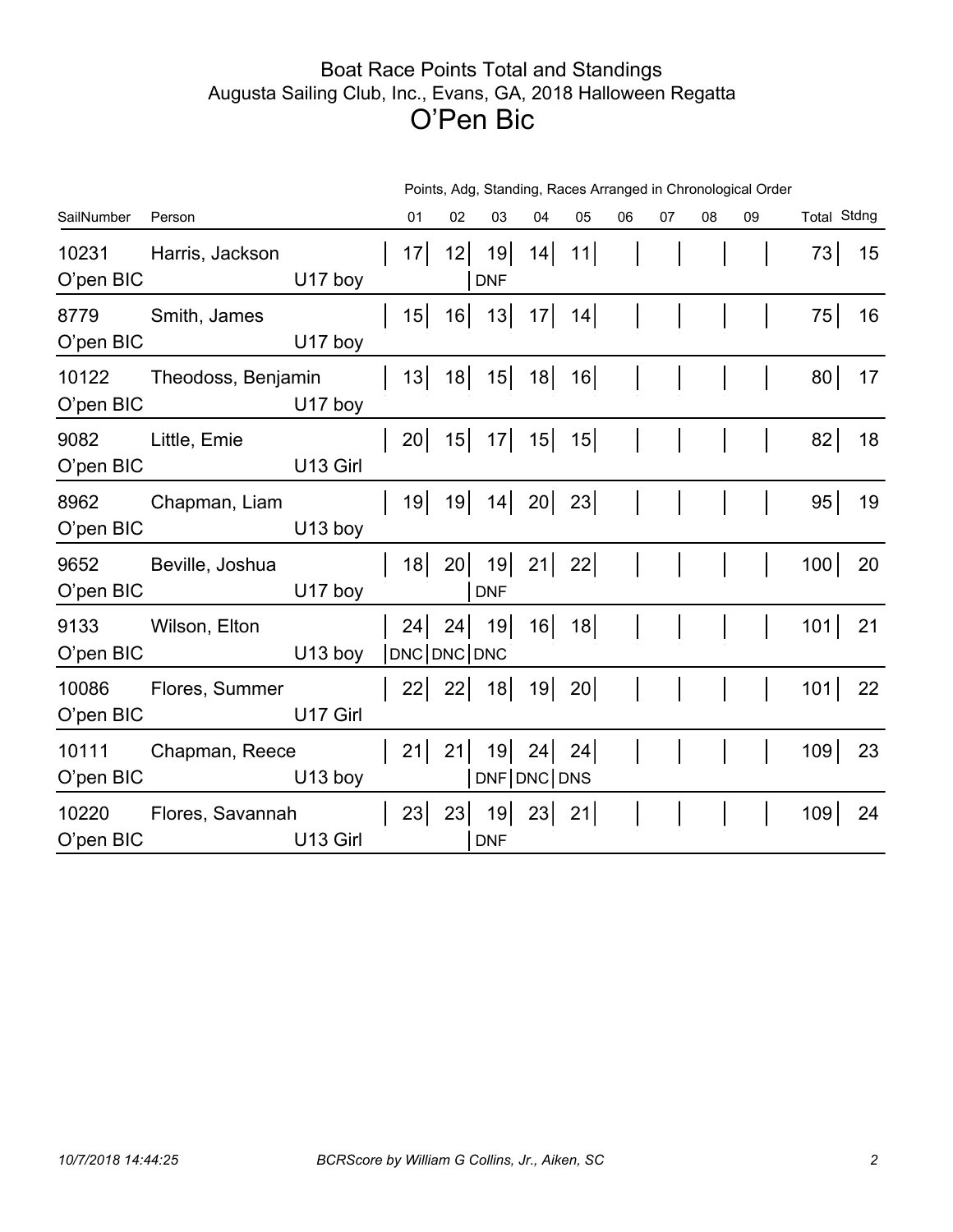# Boat Race Points Total and Standings

## Augusta Sailing Club, Inc., Evans, GA, 2018 Halloween Regatta

# O'Pen Bic

Points, Adg, Standing, Races Arranged in Chronological Order

| SailNumber | Person | | 01 | 02 | 03 | 04 | 05 | 06 | 07 | 08 | 09 | Total | Stdng |
|---|---|---|---|---|---|---|---|---|---|---|---|---|---|
| 10231 | Harris, Jackson | | 17 | 12 | 19 | 14 | 11 | | | | | 73 | 15 |
| O'pen BIC | | U17 boy | | | DNF | | | | | | | | |
| 8779 | Smith, James | | 15 | 16 | 13 | 17 | 14 | | | | | 75 | 16 |
| O'pen BIC | | U17 boy | | | | | | | | | | | |
| 10122 | Theodoss, Benjamin | | 13 | 18 | 15 | 18 | 16 | | | | | 80 | 17 |
| O'pen BIC | | U17 boy | | | | | | | | | | | |
| 9082 | Little, Emie | | 20 | 15 | 17 | 15 | 15 | | | | | 82 | 18 |
| O'pen BIC | | U13 Girl | | | | | | | | | | | |
| 8962 | Chapman, Liam | | 19 | 19 | 14 | 20 | 23 | | | | | 95 | 19 |
| O'pen BIC | | U13 boy | | | | | | | | | | | |
| 9652 | Beville, Joshua | | 18 | 20 | 19 | 21 | 22 | | | | | 100 | 20 |
| O'pen BIC | | U17 boy | | | DNF | | | | | | | | |
| 9133 | Wilson, Elton | | 24 | 24 | 19 | 16 | 18 | | | | | 101 | 21 |
| O'pen BIC | | U13 boy | DNC | DNC | DNC | | | | | | | | |
| 10086 | Flores, Summer | | 22 | 22 | 18 | 19 | 20 | | | | | 101 | 22 |
| O'pen BIC | | U17 Girl | | | | | | | | | | | |
| 10111 | Chapman, Reece | | 21 | 21 | 19 | 24 | 24 | | | | | 109 | 23 |
| O'pen BIC | | U13 boy | | | DNF | DNC | DNS | | | | | | |
| 10220 | Flores, Savannah | | 23 | 23 | 19 | 23 | 21 | | | | | 109 | 24 |
| O'pen BIC | | U13 Girl | | | DNF | | | | | | | | |

10/7/2018 14:44:25 BCRScore by William G Collins, Jr., Aiken, SC